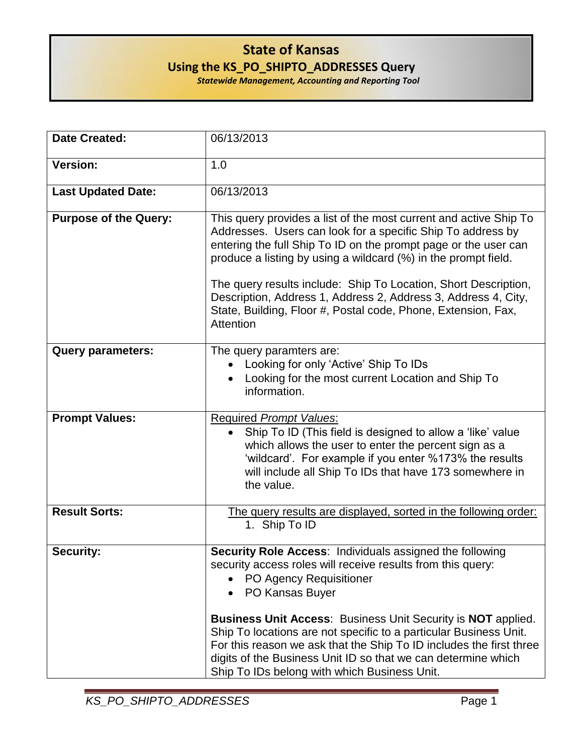# State of Kansas

## Using the KS_PO_SHIPTO_ADDRESSES Query

***Statewide Management, Accounting and Reporting Tool***

| | |
|---|---|
| **Date Created:** | 06/13/2013 |
| **Version:** | 1.0 |
| **Last Updated Date:** | 06/13/2013 |
| **Purpose of the Query:** | This query provides a list of the most current and active Ship To Addresses. Users can look for a specific Ship To address by entering the full Ship To ID on the prompt page or the user can produce a listing by using a wildcard (%) in the prompt field.<br><br>The query results include: Ship To Location, Short Description, Description, Address 1, Address 2, Address 3, Address 4, City, State, Building, Floor #, Postal code, Phone, Extension, Fax, Attention |
| **Query parameters:** | The query paramters are:<br>• Looking for only 'Active' Ship To IDs<br>• Looking for the most current Location and Ship To information. |
| **Prompt Values:** | Required *Prompt Values*:<br>• Ship To ID (This field is designed to allow a 'like' value which allows the user to enter the percent sign as a 'wildcard'. For example if you enter %173% the results will include all Ship To IDs that have 173 somewhere in the value. |
| **Result Sorts:** | The query results are displayed, sorted in the following order:<br>1. Ship To ID |
| **Security:** | **Security Role Access**: Individuals assigned the following security access roles will receive results from this query:<br>• PO Agency Requisitioner<br>• PO Kansas Buyer<br><br>**Business Unit Access**: Business Unit Security is **NOT** applied. Ship To locations are not specific to a particular Business Unit. For this reason we ask that the Ship To ID includes the first three digits of the Business Unit ID so that we can determine which Ship To IDs belong with which Business Unit. |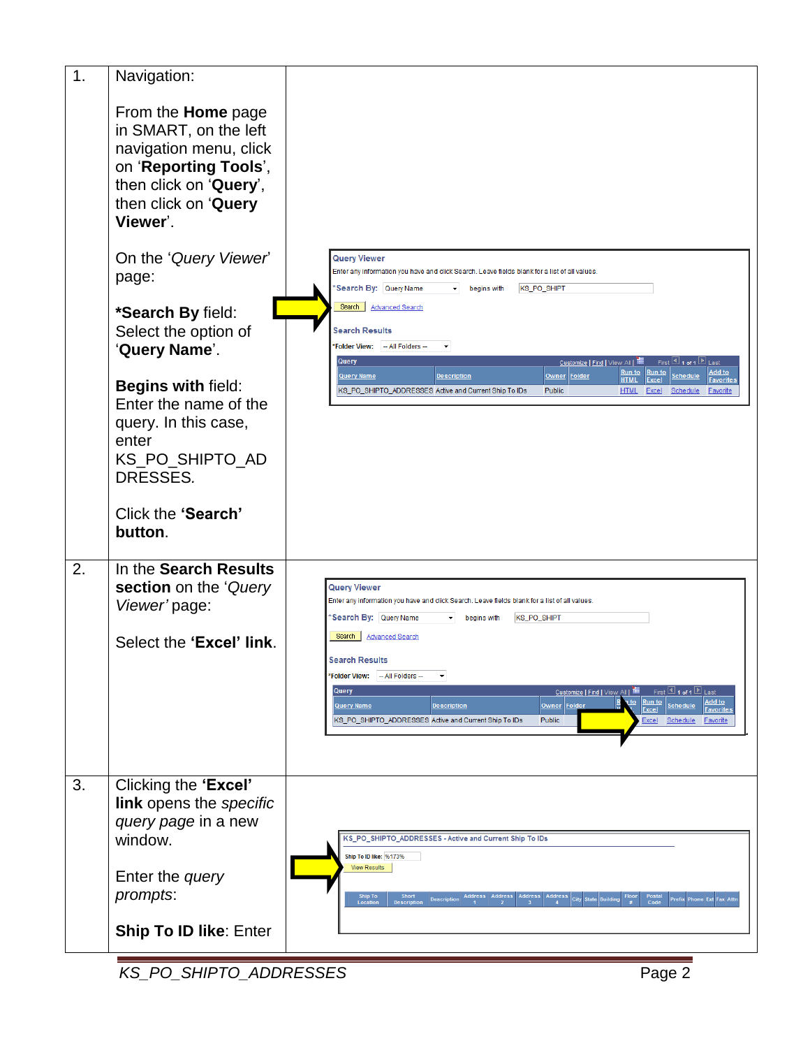| | | |
|---|---|---|
| 1. | Navigation:<br><br>From the **Home** page in SMART, on the left navigation menu, click on '**Reporting Tools**', then click on '**Query**', then click on '**Query Viewer**'.<br><br>On the '*Query Viewer*' page:<br><br>***Search By** field: Select the option of '**Query Name**'.<br><br>**Begins with** field: Enter the name of the query. In this case, enter KS_PO_SHIPTO_ADDRESSES.<br><br>Click the **'Search' button**. | |
| 2. | In the **Search Results section** on the '*Query Viewer'* page:<br><br>Select the **'Excel' link**. | |
| 3. | Clicking the **'Excel' link** opens the *specific query page* in a new window.<br><br>Enter the *query prompts*:<br><br>**Ship To ID like**: Enter | |

*KS_PO_SHIPTO_ADDRESSES*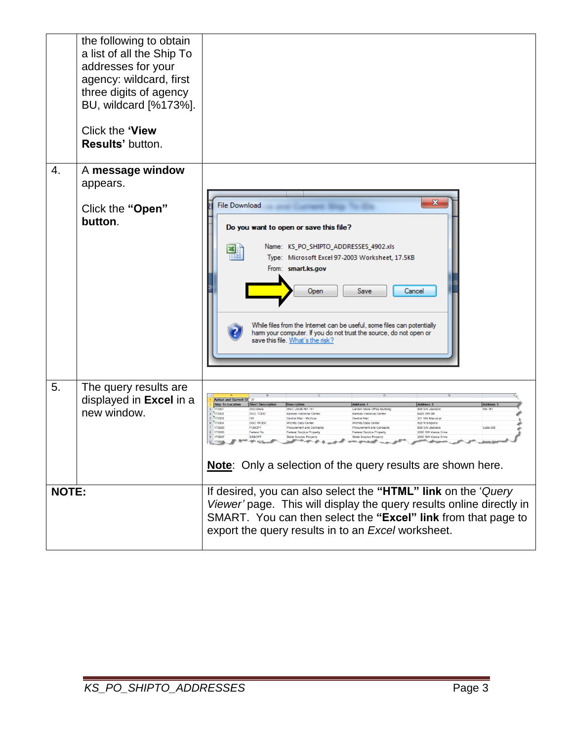| | | |
|---|---|---|
| | the following to obtain a list of all the Ship To addresses for your agency: wildcard, first three digits of agency BU, wildcard [%173%].<br><br>Click the **'View Results'** button. | |
| 4. | A **message window** appears.<br><br>Click the **"Open" button**. | |
| 5. | The query results are displayed in **Excel** in a new window. | **Note**: Only a selection of the query results are shown here. |
| **NOTE:** | | If desired, you can also select the **"HTML" link** on the '*Query Viewer'* page. This will display the query results online directly in SMART. You can then select the **"Excel" link** from that page to export the query results in to an *Excel* worksheet. |